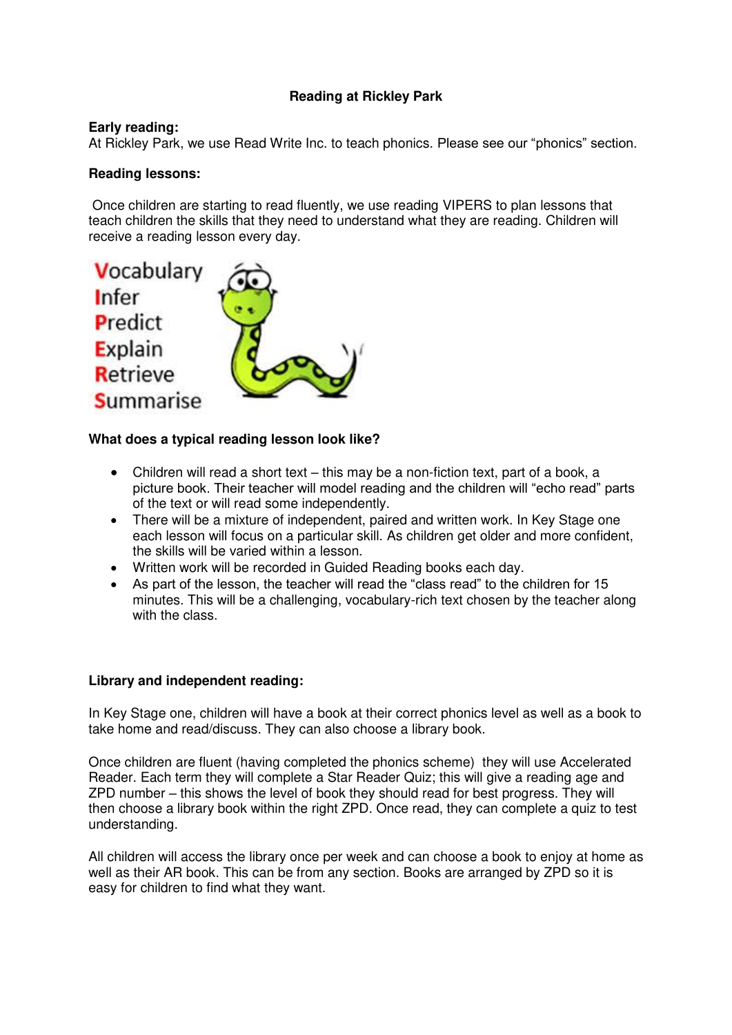# Reading at Rickley Park

**Early reading:**
At Rickley Park, we use Read Write Inc. to teach phonics. Please see our "phonics" section.

**Reading lessons:**

Once children are starting to read fluently, we use reading VIPERS to plan lessons that teach children the skills that they need to understand what they are reading. Children will receive a reading lesson every day.

**V**ocabulary
**I**nfer
**P**redict
**E**xplain
**R**etrieve
**S**ummarise

**What does a typical reading lesson look like?**

- Children will read a short text – this may be a non-fiction text, part of a book, a picture book. Their teacher will model reading and the children will "echo read" parts of the text or will read some independently.
- There will be a mixture of independent, paired and written work. In Key Stage one each lesson will focus on a particular skill. As children get older and more confident, the skills will be varied within a lesson.
- Written work will be recorded in Guided Reading books each day.
- As part of the lesson, the teacher will read the "class read" to the children for 15 minutes. This will be a challenging, vocabulary-rich text chosen by the teacher along with the class.

**Library and independent reading:**

In Key Stage one, children will have a book at their correct phonics level as well as a book to take home and read/discuss. They can also choose a library book.

Once children are fluent (having completed the phonics scheme) they will use Accelerated Reader. Each term they will complete a Star Reader Quiz; this will give a reading age and ZPD number – this shows the level of book they should read for best progress. They will then choose a library book within the right ZPD. Once read, they can complete a quiz to test understanding.

All children will access the library once per week and can choose a book to enjoy at home as well as their AR book. This can be from any section. Books are arranged by ZPD so it is easy for children to find what they want.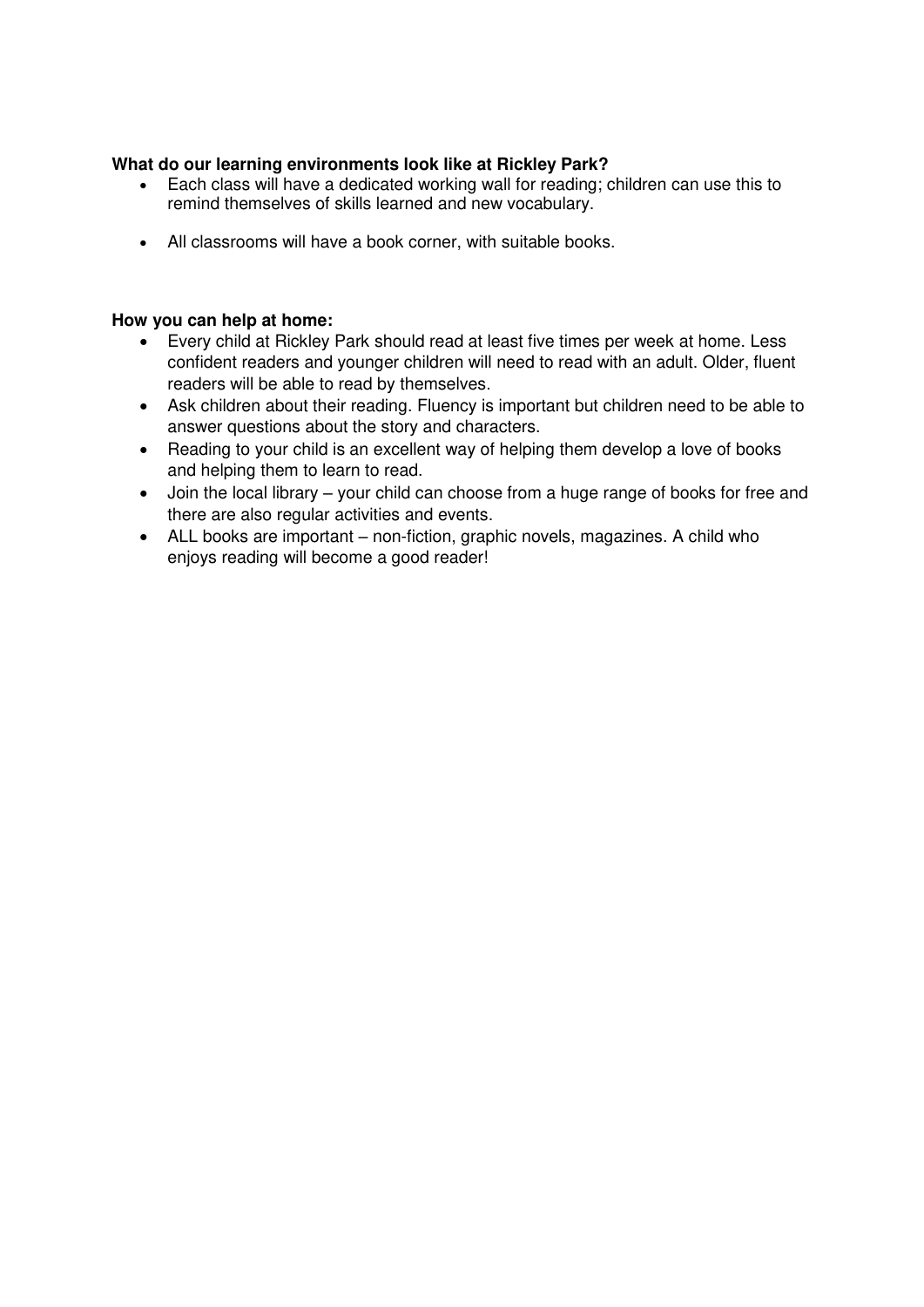**What do our learning environments look like at Rickley Park?**

- Each class will have a dedicated working wall for reading; children can use this to remind themselves of skills learned and new vocabulary.

- All classrooms will have a book corner, with suitable books.

**How you can help at home:**

- Every child at Rickley Park should read at least five times per week at home. Less confident readers and younger children will need to read with an adult. Older, fluent readers will be able to read by themselves.
- Ask children about their reading. Fluency is important but children need to be able to answer questions about the story and characters.
- Reading to your child is an excellent way of helping them develop a love of books and helping them to learn to read.
- Join the local library – your child can choose from a huge range of books for free and there are also regular activities and events.
- ALL books are important – non-fiction, graphic novels, magazines. A child who enjoys reading will become a good reader!